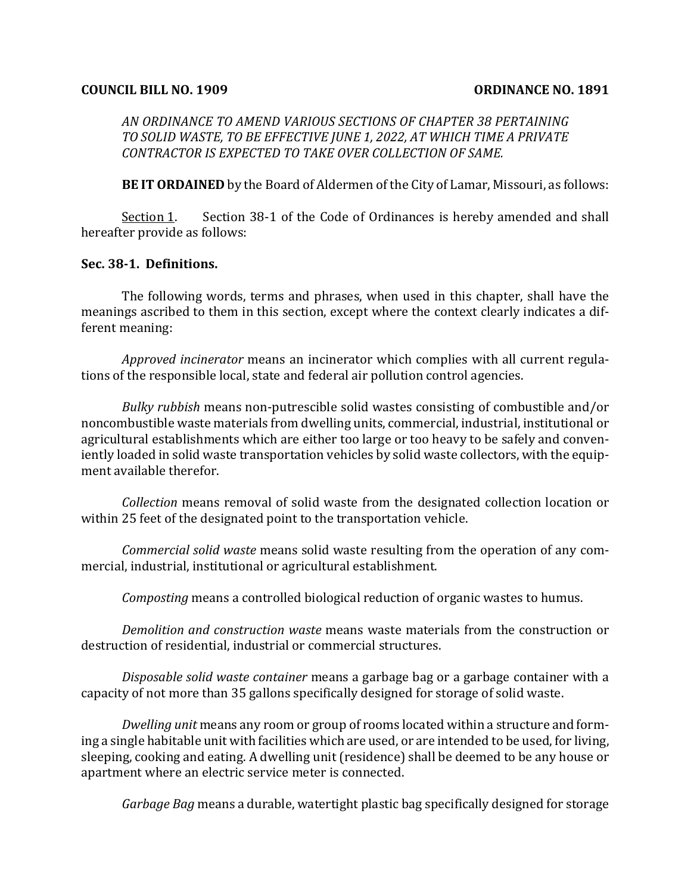**COUNCIL BILL NO. 1909** **ORDINANCE NO. 1891**

*AN ORDINANCE TO AMEND VARIOUS SECTIONS OF CHAPTER 38 PERTAINING TO SOLID WASTE, TO BE EFFECTIVE JUNE 1, 2022, AT WHICH TIME A PRIVATE CONTRACTOR IS EXPECTED TO TAKE OVER COLLECTION OF SAME.*

**BE IT ORDAINED** by the Board of Aldermen of the City of Lamar, Missouri, as follows:

Section 1. Section 38-1 of the Code of Ordinances is hereby amended and shall hereafter provide as follows:

**Sec. 38-1. Definitions.**

The following words, terms and phrases, when used in this chapter, shall have the meanings ascribed to them in this section, except where the context clearly indicates a different meaning:

*Approved incinerator* means an incinerator which complies with all current regulations of the responsible local, state and federal air pollution control agencies.

*Bulky rubbish* means non-putrescible solid wastes consisting of combustible and/or noncombustible waste materials from dwelling units, commercial, industrial, institutional or agricultural establishments which are either too large or too heavy to be safely and conveniently loaded in solid waste transportation vehicles by solid waste collectors, with the equipment available therefor.

*Collection* means removal of solid waste from the designated collection location or within 25 feet of the designated point to the transportation vehicle.

*Commercial solid waste* means solid waste resulting from the operation of any commercial, industrial, institutional or agricultural establishment.

*Composting* means a controlled biological reduction of organic wastes to humus.

*Demolition and construction waste* means waste materials from the construction or destruction of residential, industrial or commercial structures.

*Disposable solid waste container* means a garbage bag or a garbage container with a capacity of not more than 35 gallons specifically designed for storage of solid waste.

*Dwelling unit* means any room or group of rooms located within a structure and forming a single habitable unit with facilities which are used, or are intended to be used, for living, sleeping, cooking and eating. A dwelling unit (residence) shall be deemed to be any house or apartment where an electric service meter is connected.

*Garbage Bag* means a durable, watertight plastic bag specifically designed for storage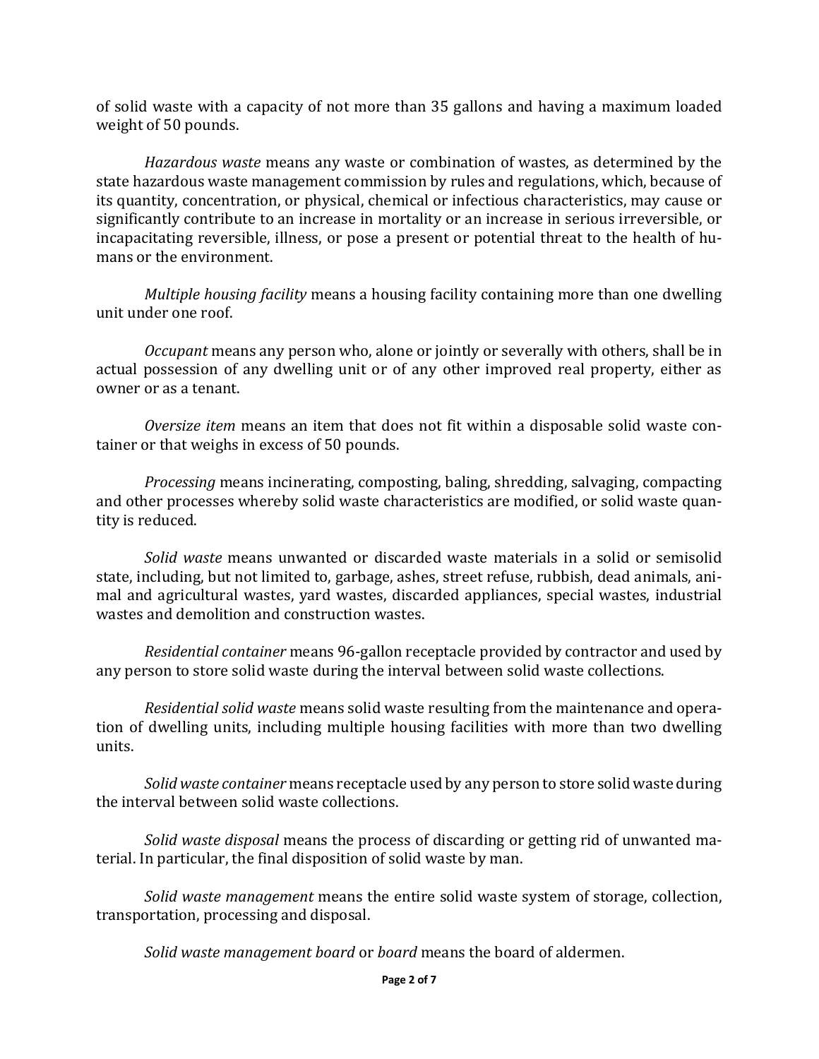of solid waste with a capacity of not more than 35 gallons and having a maximum loaded weight of 50 pounds.

*Hazardous waste* means any waste or combination of wastes, as determined by the state hazardous waste management commission by rules and regulations, which, because of its quantity, concentration, or physical, chemical or infectious characteristics, may cause or significantly contribute to an increase in mortality or an increase in serious irreversible, or incapacitating reversible, illness, or pose a present or potential threat to the health of humans or the environment.

*Multiple housing facility* means a housing facility containing more than one dwelling unit under one roof.

*Occupant* means any person who, alone or jointly or severally with others, shall be in actual possession of any dwelling unit or of any other improved real property, either as owner or as a tenant.

*Oversize item* means an item that does not fit within a disposable solid waste container or that weighs in excess of 50 pounds.

*Processing* means incinerating, composting, baling, shredding, salvaging, compacting and other processes whereby solid waste characteristics are modified, or solid waste quantity is reduced.

*Solid waste* means unwanted or discarded waste materials in a solid or semisolid state, including, but not limited to, garbage, ashes, street refuse, rubbish, dead animals, animal and agricultural wastes, yard wastes, discarded appliances, special wastes, industrial wastes and demolition and construction wastes.

*Residential container* means 96-gallon receptacle provided by contractor and used by any person to store solid waste during the interval between solid waste collections.

*Residential solid waste* means solid waste resulting from the maintenance and operation of dwelling units, including multiple housing facilities with more than two dwelling units.

*Solid waste container* means receptacle used by any person to store solid waste during the interval between solid waste collections.

*Solid waste disposal* means the process of discarding or getting rid of unwanted material. In particular, the final disposition of solid waste by man.

*Solid waste management* means the entire solid waste system of storage, collection, transportation, processing and disposal.

*Solid waste management board* or *board* means the board of aldermen.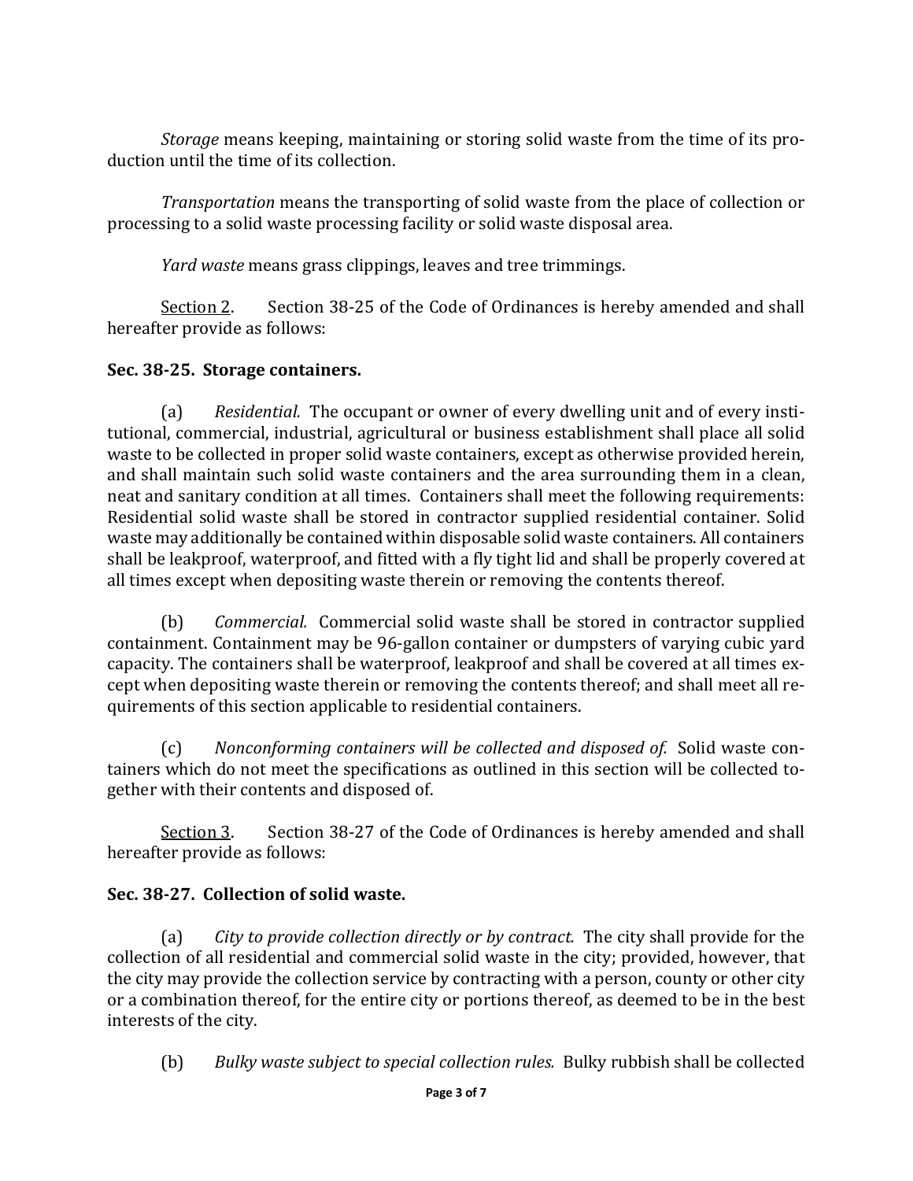*Storage* means keeping, maintaining or storing solid waste from the time of its production until the time of its collection.

*Transportation* means the transporting of solid waste from the place of collection or processing to a solid waste processing facility or solid waste disposal area.

*Yard waste* means grass clippings, leaves and tree trimmings.

Section 2. Section 38-25 of the Code of Ordinances is hereby amended and shall hereafter provide as follows:

**Sec. 38-25. Storage containers.**

(a) *Residential.* The occupant or owner of every dwelling unit and of every institutional, commercial, industrial, agricultural or business establishment shall place all solid waste to be collected in proper solid waste containers, except as otherwise provided herein, and shall maintain such solid waste containers and the area surrounding them in a clean, neat and sanitary condition at all times. Containers shall meet the following requirements: Residential solid waste shall be stored in contractor supplied residential container. Solid waste may additionally be contained within disposable solid waste containers. All containers shall be leakproof, waterproof, and fitted with a fly tight lid and shall be properly covered at all times except when depositing waste therein or removing the contents thereof.

(b) *Commercial.* Commercial solid waste shall be stored in contractor supplied containment. Containment may be 96-gallon container or dumpsters of varying cubic yard capacity. The containers shall be waterproof, leakproof and shall be covered at all times except when depositing waste therein or removing the contents thereof; and shall meet all requirements of this section applicable to residential containers.

(c) *Nonconforming containers will be collected and disposed of.* Solid waste containers which do not meet the specifications as outlined in this section will be collected together with their contents and disposed of.

Section 3. Section 38-27 of the Code of Ordinances is hereby amended and shall hereafter provide as follows:

**Sec. 38-27. Collection of solid waste.**

(a) *City to provide collection directly or by contract.* The city shall provide for the collection of all residential and commercial solid waste in the city; provided, however, that the city may provide the collection service by contracting with a person, county or other city or a combination thereof, for the entire city or portions thereof, as deemed to be in the best interests of the city.

(b) *Bulky waste subject to special collection rules.* Bulky rubbish shall be collected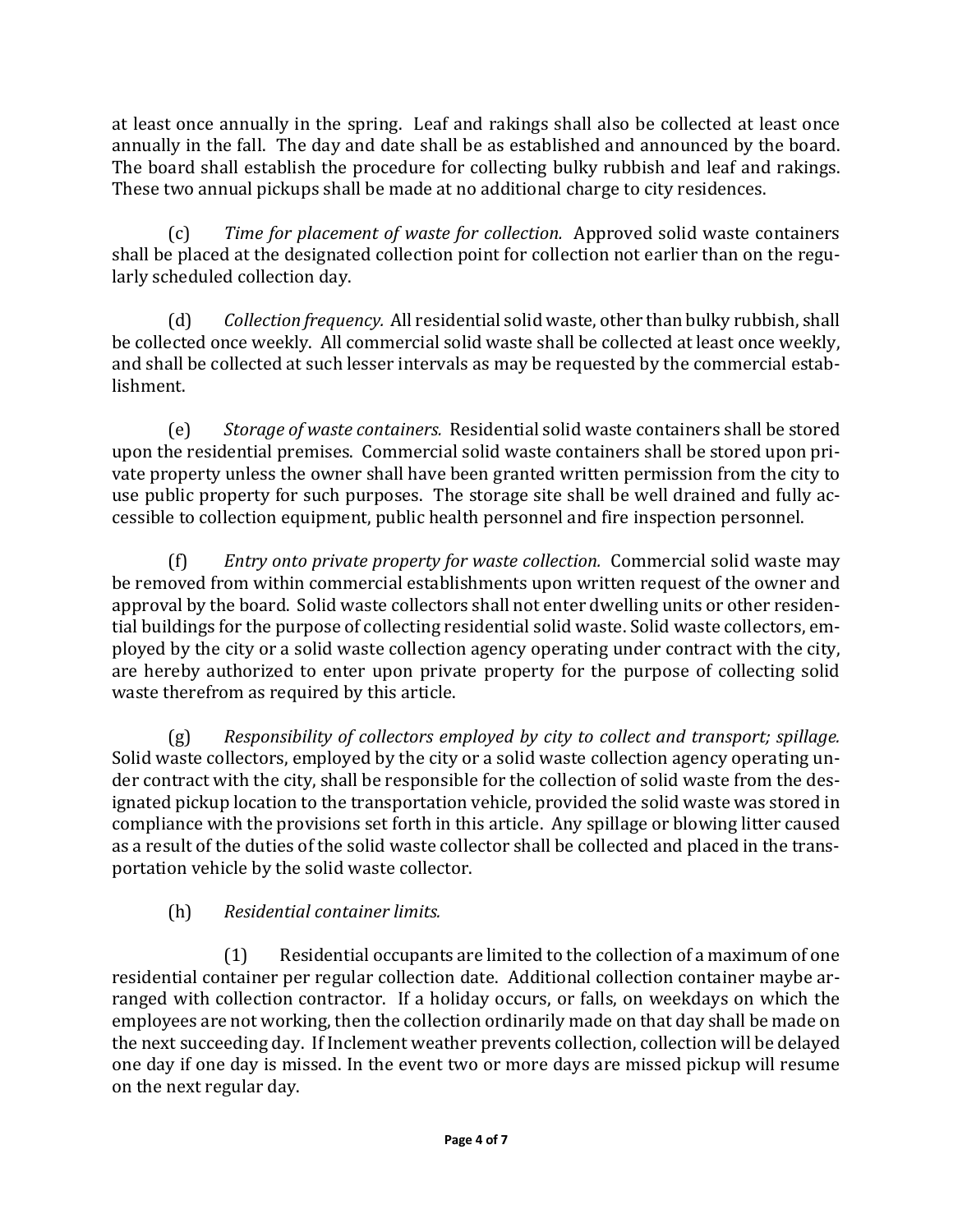at least once annually in the spring. Leaf and rakings shall also be collected at least once annually in the fall. The day and date shall be as established and announced by the board. The board shall establish the procedure for collecting bulky rubbish and leaf and rakings. These two annual pickups shall be made at no additional charge to city residences.

(c) *Time for placement of waste for collection.* Approved solid waste containers shall be placed at the designated collection point for collection not earlier than on the regularly scheduled collection day.

(d) *Collection frequency.* All residential solid waste, other than bulky rubbish, shall be collected once weekly. All commercial solid waste shall be collected at least once weekly, and shall be collected at such lesser intervals as may be requested by the commercial establishment.

(e) *Storage of waste containers.* Residential solid waste containers shall be stored upon the residential premises. Commercial solid waste containers shall be stored upon private property unless the owner shall have been granted written permission from the city to use public property for such purposes. The storage site shall be well drained and fully accessible to collection equipment, public health personnel and fire inspection personnel.

(f) *Entry onto private property for waste collection.* Commercial solid waste may be removed from within commercial establishments upon written request of the owner and approval by the board. Solid waste collectors shall not enter dwelling units or other residential buildings for the purpose of collecting residential solid waste. Solid waste collectors, employed by the city or a solid waste collection agency operating under contract with the city, are hereby authorized to enter upon private property for the purpose of collecting solid waste therefrom as required by this article.

(g) *Responsibility of collectors employed by city to collect and transport; spillage.* Solid waste collectors, employed by the city or a solid waste collection agency operating under contract with the city, shall be responsible for the collection of solid waste from the designated pickup location to the transportation vehicle, provided the solid waste was stored in compliance with the provisions set forth in this article. Any spillage or blowing litter caused as a result of the duties of the solid waste collector shall be collected and placed in the transportation vehicle by the solid waste collector.

(h) *Residential container limits.*

(1) Residential occupants are limited to the collection of a maximum of one residential container per regular collection date. Additional collection container maybe arranged with collection contractor. If a holiday occurs, or falls, on weekdays on which the employees are not working, then the collection ordinarily made on that day shall be made on the next succeeding day. If Inclement weather prevents collection, collection will be delayed one day if one day is missed. In the event two or more days are missed pickup will resume on the next regular day.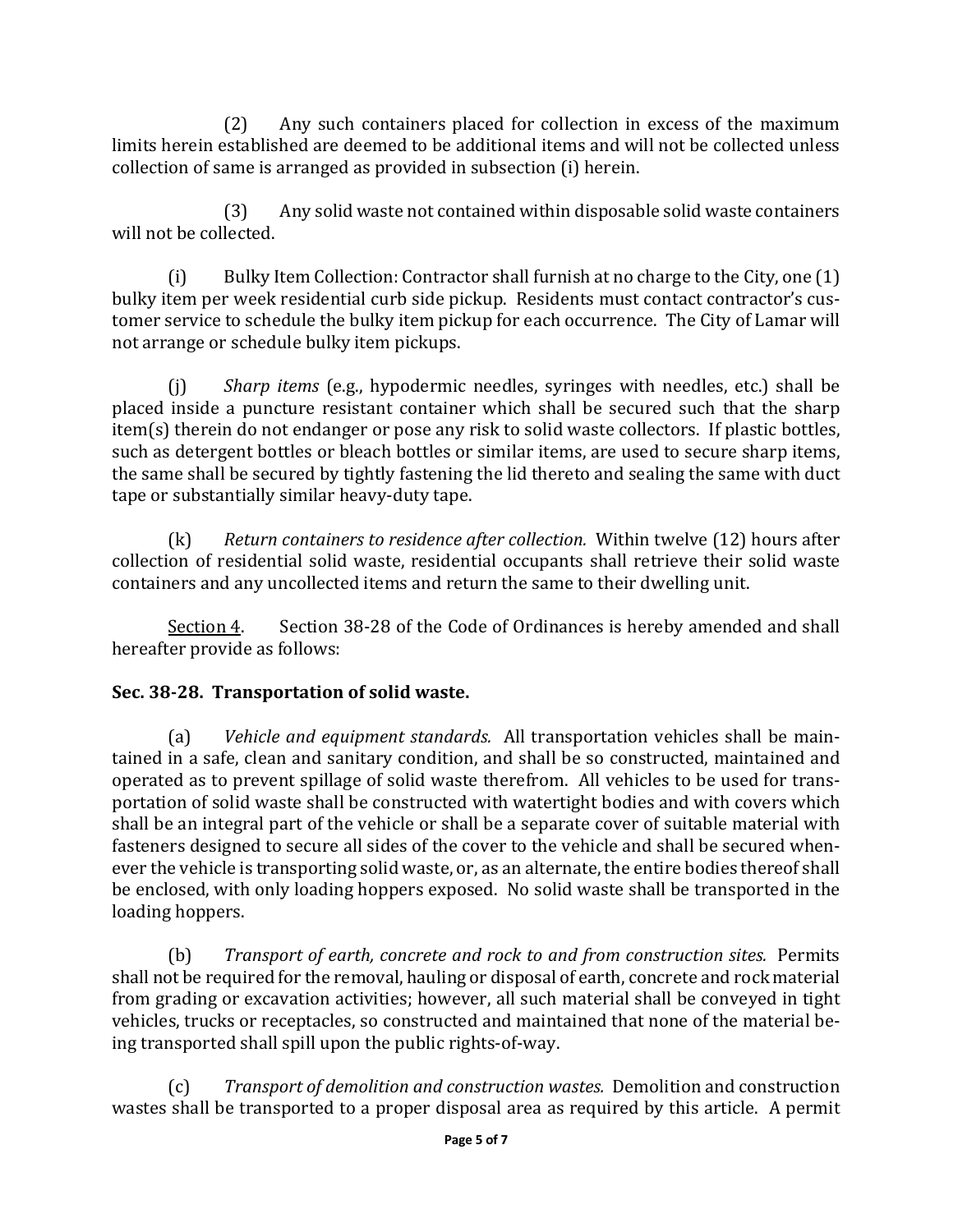(2) Any such containers placed for collection in excess of the maximum limits herein established are deemed to be additional items and will not be collected unless collection of same is arranged as provided in subsection (i) herein.

(3) Any solid waste not contained within disposable solid waste containers will not be collected.

(i) Bulky Item Collection: Contractor shall furnish at no charge to the City, one (1) bulky item per week residential curb side pickup. Residents must contact contractor's customer service to schedule the bulky item pickup for each occurrence. The City of Lamar will not arrange or schedule bulky item pickups.

(j) *Sharp items* (e.g., hypodermic needles, syringes with needles, etc.) shall be placed inside a puncture resistant container which shall be secured such that the sharp item(s) therein do not endanger or pose any risk to solid waste collectors. If plastic bottles, such as detergent bottles or bleach bottles or similar items, are used to secure sharp items, the same shall be secured by tightly fastening the lid thereto and sealing the same with duct tape or substantially similar heavy-duty tape.

(k) *Return containers to residence after collection.* Within twelve (12) hours after collection of residential solid waste, residential occupants shall retrieve their solid waste containers and any uncollected items and return the same to their dwelling unit.

<u>Section 4</u>. Section 38-28 of the Code of Ordinances is hereby amended and shall hereafter provide as follows:

**Sec. 38-28. Transportation of solid waste.**

(a) *Vehicle and equipment standards.* All transportation vehicles shall be maintained in a safe, clean and sanitary condition, and shall be so constructed, maintained and operated as to prevent spillage of solid waste therefrom. All vehicles to be used for transportation of solid waste shall be constructed with watertight bodies and with covers which shall be an integral part of the vehicle or shall be a separate cover of suitable material with fasteners designed to secure all sides of the cover to the vehicle and shall be secured whenever the vehicle is transporting solid waste, or, as an alternate, the entire bodies thereof shall be enclosed, with only loading hoppers exposed. No solid waste shall be transported in the loading hoppers.

(b) *Transport of earth, concrete and rock to and from construction sites.* Permits shall not be required for the removal, hauling or disposal of earth, concrete and rock material from grading or excavation activities; however, all such material shall be conveyed in tight vehicles, trucks or receptacles, so constructed and maintained that none of the material being transported shall spill upon the public rights-of-way.

(c) *Transport of demolition and construction wastes.* Demolition and construction wastes shall be transported to a proper disposal area as required by this article. A permit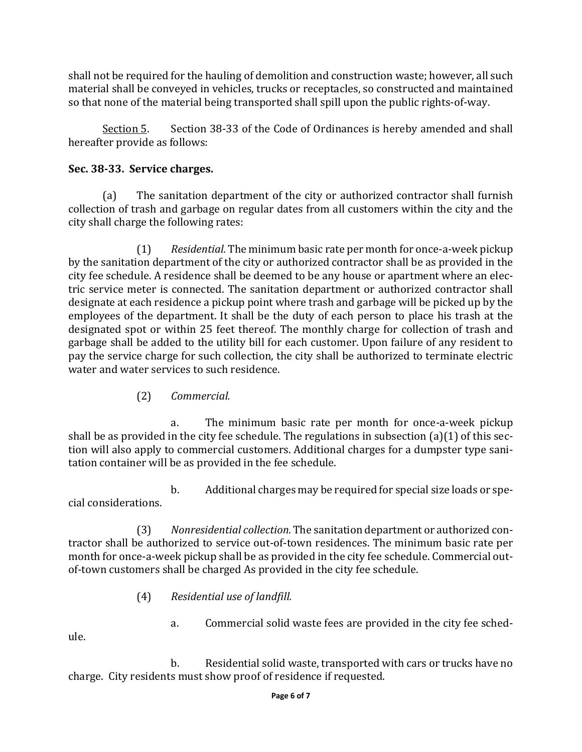shall not be required for the hauling of demolition and construction waste; however, all such material shall be conveyed in vehicles, trucks or receptacles, so constructed and maintained so that none of the material being transported shall spill upon the public rights-of-way.

Section 5. Section 38-33 of the Code of Ordinances is hereby amended and shall hereafter provide as follows:

**Sec. 38-33. Service charges.**

(a) The sanitation department of the city or authorized contractor shall furnish collection of trash and garbage on regular dates from all customers within the city and the city shall charge the following rates:

(1) *Residential.* The minimum basic rate per month for once-a-week pickup by the sanitation department of the city or authorized contractor shall be as provided in the city fee schedule. A residence shall be deemed to be any house or apartment where an electric service meter is connected. The sanitation department or authorized contractor shall designate at each residence a pickup point where trash and garbage will be picked up by the employees of the department. It shall be the duty of each person to place his trash at the designated spot or within 25 feet thereof. The monthly charge for collection of trash and garbage shall be added to the utility bill for each customer. Upon failure of any resident to pay the service charge for such collection, the city shall be authorized to terminate electric water and water services to such residence.

(2) *Commercial.*

a. The minimum basic rate per month for once-a-week pickup shall be as provided in the city fee schedule. The regulations in subsection (a)(1) of this section will also apply to commercial customers. Additional charges for a dumpster type sanitation container will be as provided in the fee schedule.

b. Additional charges may be required for special size loads or special considerations.

(3) *Nonresidential collection.* The sanitation department or authorized contractor shall be authorized to service out-of-town residences. The minimum basic rate per month for once-a-week pickup shall be as provided in the city fee schedule. Commercial out-of-town customers shall be charged As provided in the city fee schedule.

(4) *Residential use of landfill.*

a. Commercial solid waste fees are provided in the city fee schedule.

b. Residential solid waste, transported with cars or trucks have no charge. City residents must show proof of residence if requested.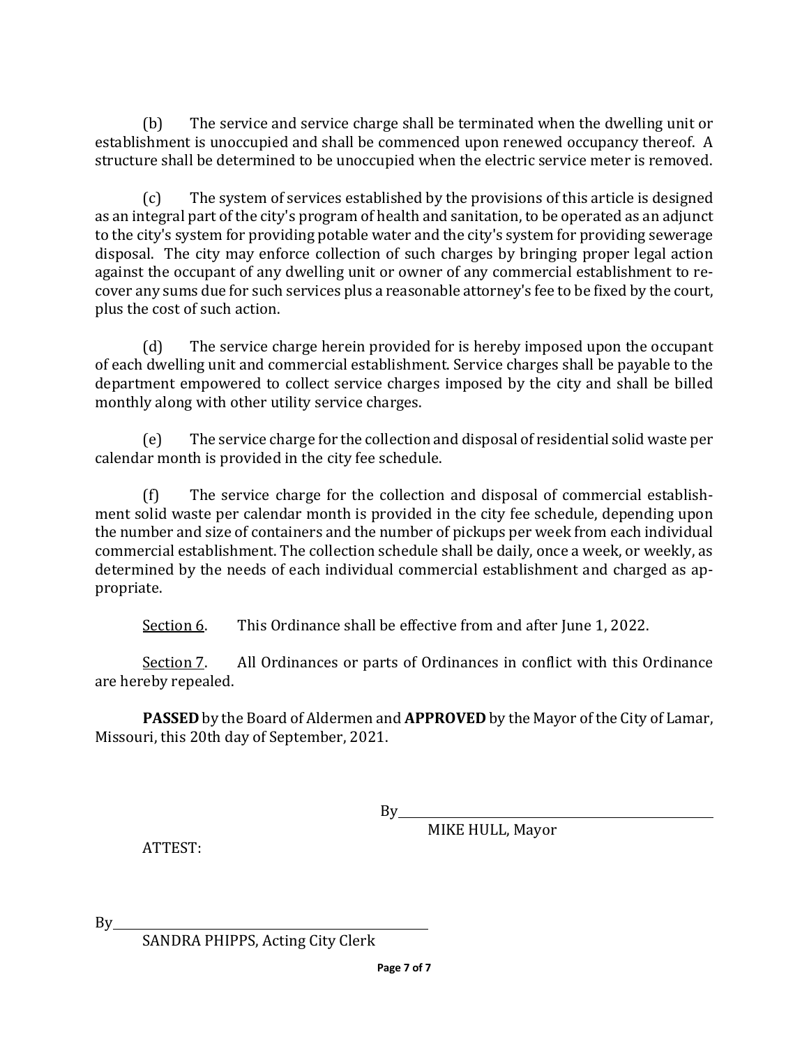(b) The service and service charge shall be terminated when the dwelling unit or establishment is unoccupied and shall be commenced upon renewed occupancy thereof. A structure shall be determined to be unoccupied when the electric service meter is removed.

(c) The system of services established by the provisions of this article is designed as an integral part of the city's program of health and sanitation, to be operated as an adjunct to the city's system for providing potable water and the city's system for providing sewerage disposal. The city may enforce collection of such charges by bringing proper legal action against the occupant of any dwelling unit or owner of any commercial establishment to recover any sums due for such services plus a reasonable attorney's fee to be fixed by the court, plus the cost of such action.

(d) The service charge herein provided for is hereby imposed upon the occupant of each dwelling unit and commercial establishment. Service charges shall be payable to the department empowered to collect service charges imposed by the city and shall be billed monthly along with other utility service charges.

(e) The service charge for the collection and disposal of residential solid waste per calendar month is provided in the city fee schedule.

(f) The service charge for the collection and disposal of commercial establishment solid waste per calendar month is provided in the city fee schedule, depending upon the number and size of containers and the number of pickups per week from each individual commercial establishment. The collection schedule shall be daily, once a week, or weekly, as determined by the needs of each individual commercial establishment and charged as appropriate.

Section 6. This Ordinance shall be effective from and after June 1, 2022.

Section 7. All Ordinances or parts of Ordinances in conflict with this Ordinance are hereby repealed.

**PASSED** by the Board of Aldermen and **APPROVED** by the Mayor of the City of Lamar, Missouri, this 20th day of September, 2021.

By\_\_\_\_\_\_\_\_\_\_\_\_\_\_\_\_\_\_\_\_\_\_\_\_\_\_\_\_\_\_\_\_\_\_\_\_\_\_\_\_
MIKE HULL, Mayor

ATTEST:

By\_\_\_\_\_\_\_\_\_\_\_\_\_\_\_\_\_\_\_\_\_\_\_\_\_\_\_\_\_\_\_\_\_\_\_\_\_\_\_\_
SANDRA PHIPPS, Acting City Clerk